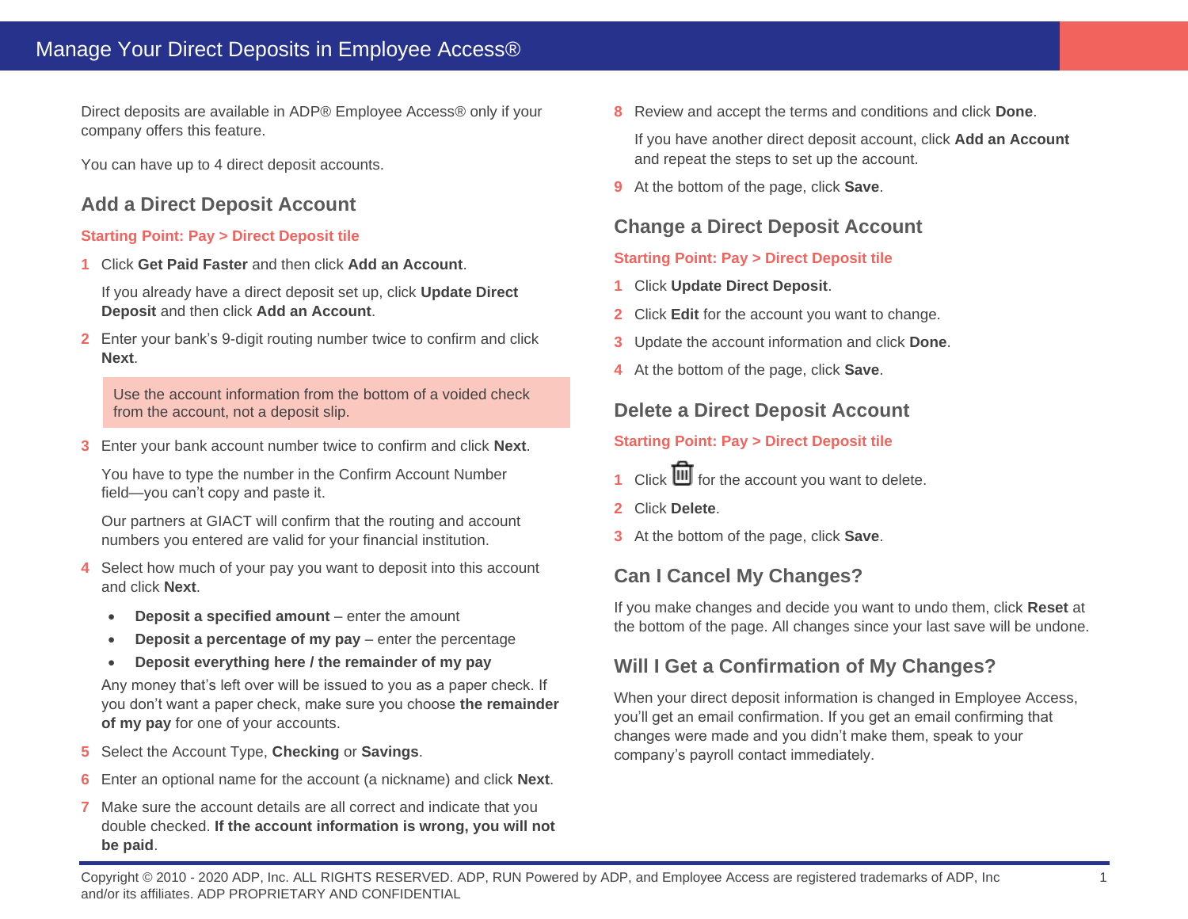# Manage Your Direct Deposits in Employee Access®

Direct deposits are available in ADP® Employee Access® only if your company offers this feature.

You can have up to 4 direct deposit accounts.

## Add a Direct Deposit Account

**Starting Point: Pay > Direct Deposit tile**

1. Click **Get Paid Faster** and then click **Add an Account**.

   If you already have a direct deposit set up, click **Update Direct Deposit** and then click **Add an Account**.

2. Enter your bank's 9-digit routing number twice to confirm and click **Next**.

   > Use the account information from the bottom of a voided check from the account, not a deposit slip.

3. Enter your bank account number twice to confirm and click **Next**.

   You have to type the number in the Confirm Account Number field—you can't copy and paste it.

   Our partners at GIACT will confirm that the routing and account numbers you entered are valid for your financial institution.

4. Select how much of your pay you want to deposit into this account and click **Next**.

   - **Deposit a specified amount** – enter the amount
   - **Deposit a percentage of my pay** – enter the percentage
   - **Deposit everything here / the remainder of my pay**

   Any money that's left over will be issued to you as a paper check. If you don't want a paper check, make sure you choose **the remainder of my pay** for one of your accounts.

5. Select the Account Type, **Checking** or **Savings**.
6. Enter an optional name for the account (a nickname) and click **Next**.
7. Make sure the account details are all correct and indicate that you double checked. **If the account information is wrong, you will not be paid**.
8. Review and accept the terms and conditions and click **Done**.

   If you have another direct deposit account, click **Add an Account** and repeat the steps to set up the account.

9. At the bottom of the page, click **Save**.

## Change a Direct Deposit Account

**Starting Point: Pay > Direct Deposit tile**

1. Click **Update Direct Deposit**.
2. Click **Edit** for the account you want to change.
3. Update the account information and click **Done**.
4. At the bottom of the page, click **Save**.

## Delete a Direct Deposit Account

**Starting Point: Pay > Direct Deposit tile**

1. Click 🗑 for the account you want to delete.
2. Click **Delete**.
3. At the bottom of the page, click **Save**.

## Can I Cancel My Changes?

If you make changes and decide you want to undo them, click **Reset** at the bottom of the page. All changes since your last save will be undone.

## Will I Get a Confirmation of My Changes?

When your direct deposit information is changed in Employee Access, you'll get an email confirmation. If you get an email confirming that changes were made and you didn't make them, speak to your company's payroll contact immediately.

Copyright © 2010 - 2020 ADP, Inc. ALL RIGHTS RESERVED. ADP, RUN Powered by ADP, and Employee Access are registered trademarks of ADP, Inc and/or its affiliates. ADP PROPRIETARY AND CONFIDENTIAL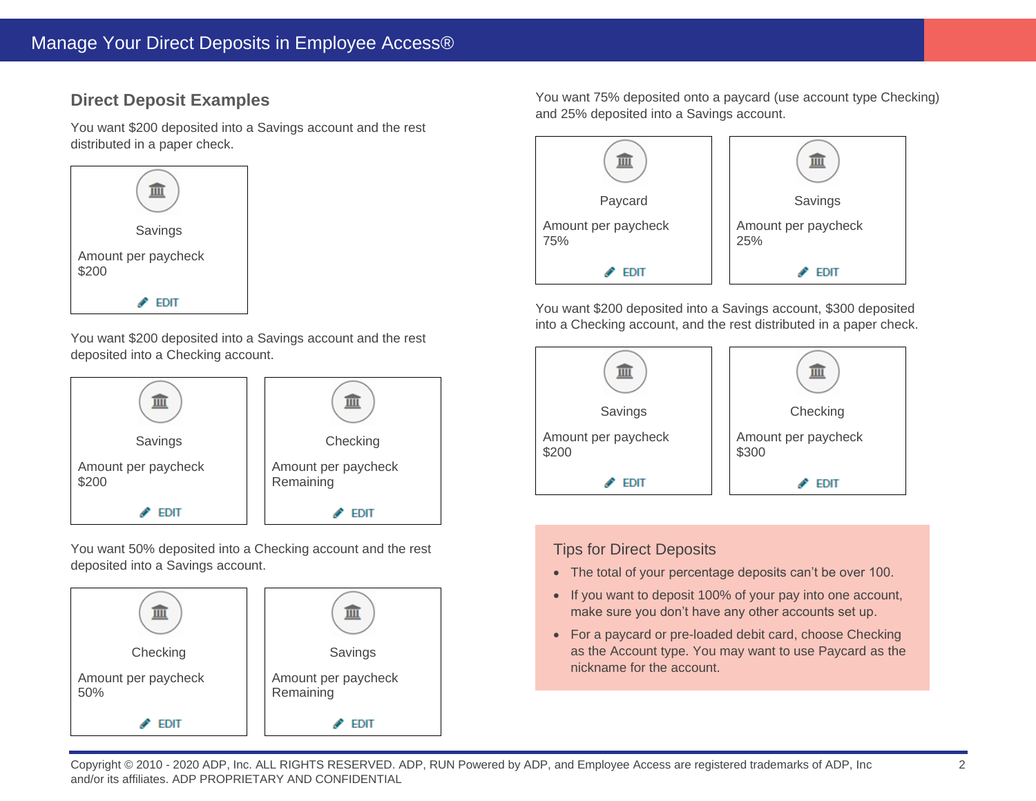## Direct Deposit Examples

You want $200 deposited into a Savings account and the rest distributed in a paper check.

| Savings |
|---|
| Amount per paycheck<br>$200 |
| EDIT |

You want $200 deposited into a Savings account and the rest deposited into a Checking account.

| Savings | Checking |
|---|---|
| Amount per paycheck<br>$200 | Amount per paycheck<br>Remaining |
| EDIT | EDIT |

You want 50% deposited into a Checking account and the rest deposited into a Savings account.

| Checking | Savings |
|---|---|
| Amount per paycheck<br>50% | Amount per paycheck<br>Remaining |
| EDIT | EDIT |

You want 75% deposited onto a paycard (use account type Checking) and 25% deposited into a Savings account.

| Paycard | Savings |
|---|---|
| Amount per paycheck<br>75% | Amount per paycheck<br>25% |
| EDIT | EDIT |

You want $200 deposited into a Savings account, $300 deposited into a Checking account, and the rest distributed in a paper check.

| Savings | Checking |
|---|---|
| Amount per paycheck<br>$200 | Amount per paycheck<br>$300 |
| EDIT | EDIT |

### Tips for Direct Deposits

- The total of your percentage deposits can't be over 100.
- If you want to deposit 100% of your pay into one account, make sure you don't have any other accounts set up.
- For a paycard or pre-loaded debit card, choose Checking as the Account type. You may want to use Paycard as the nickname for the account.

Copyright © 2010 - 2020 ADP, Inc. ALL RIGHTS RESERVED. ADP, RUN Powered by ADP, and Employee Access are registered trademarks of ADP, Inc and/or its affiliates. ADP PROPRIETARY AND CONFIDENTIAL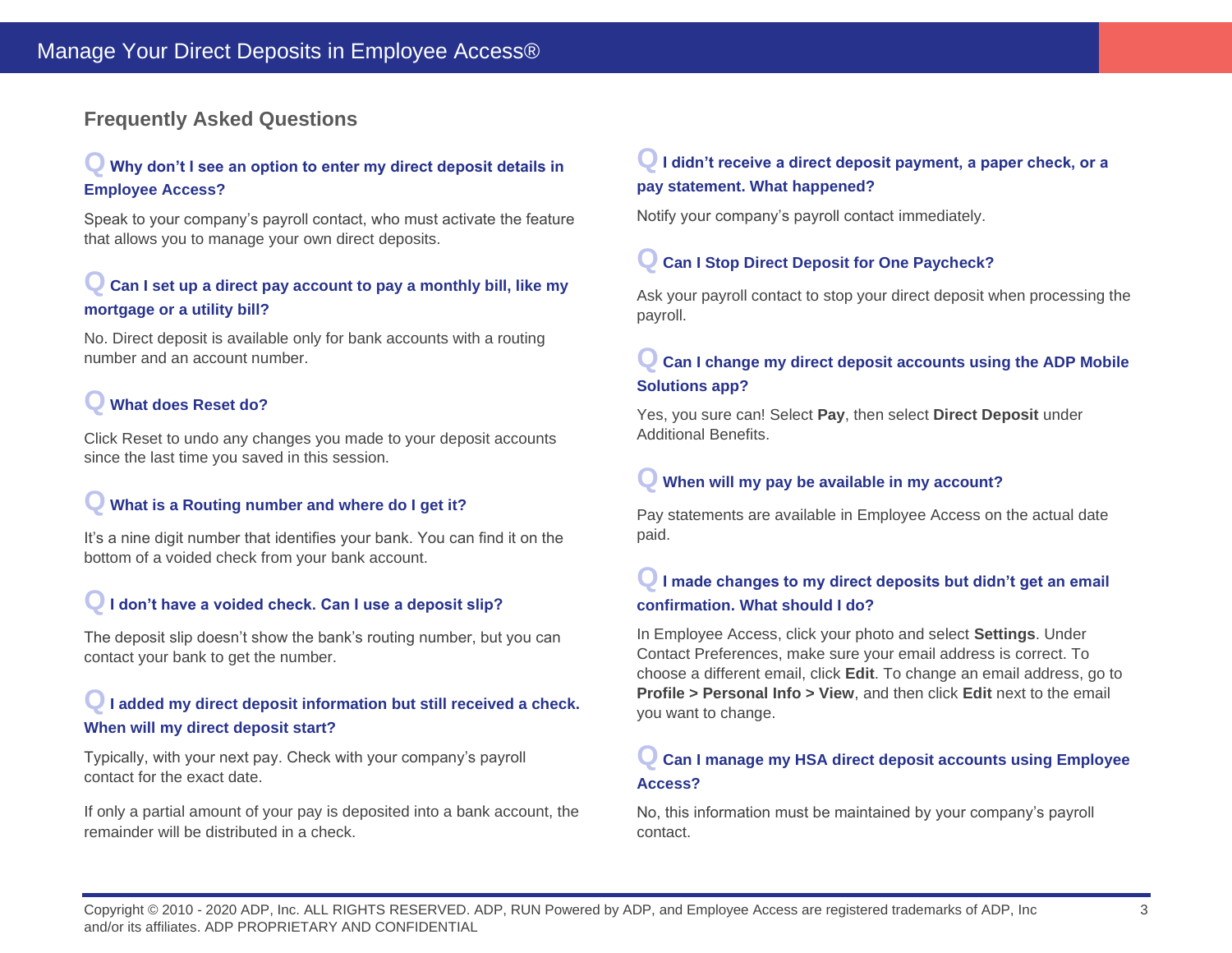## Frequently Asked Questions

### Q Why don't I see an option to enter my direct deposit details in Employee Access?

Speak to your company's payroll contact, who must activate the feature that allows you to manage your own direct deposits.

### Q Can I set up a direct pay account to pay a monthly bill, like my mortgage or a utility bill?

No. Direct deposit is available only for bank accounts with a routing number and an account number.

### Q What does Reset do?

Click Reset to undo any changes you made to your deposit accounts since the last time you saved in this session.

### Q What is a Routing number and where do I get it?

It's a nine digit number that identifies your bank. You can find it on the bottom of a voided check from your bank account.

### Q I don't have a voided check. Can I use a deposit slip?

The deposit slip doesn't show the bank's routing number, but you can contact your bank to get the number.

### Q I added my direct deposit information but still received a check. When will my direct deposit start?

Typically, with your next pay. Check with your company's payroll contact for the exact date.

If only a partial amount of your pay is deposited into a bank account, the remainder will be distributed in a check.

### Q I didn't receive a direct deposit payment, a paper check, or a pay statement. What happened?

Notify your company's payroll contact immediately.

### Q Can I Stop Direct Deposit for One Paycheck?

Ask your payroll contact to stop your direct deposit when processing the payroll.

### Q Can I change my direct deposit accounts using the ADP Mobile Solutions app?

Yes, you sure can! Select **Pay**, then select **Direct Deposit** under Additional Benefits.

### Q When will my pay be available in my account?

Pay statements are available in Employee Access on the actual date paid.

### Q I made changes to my direct deposits but didn't get an email confirmation. What should I do?

In Employee Access, click your photo and select **Settings**. Under Contact Preferences, make sure your email address is correct. To choose a different email, click **Edit**. To change an email address, go to **Profile > Personal Info > View**, and then click **Edit** next to the email you want to change.

### Q Can I manage my HSA direct deposit accounts using Employee Access?

No, this information must be maintained by your company's payroll contact.